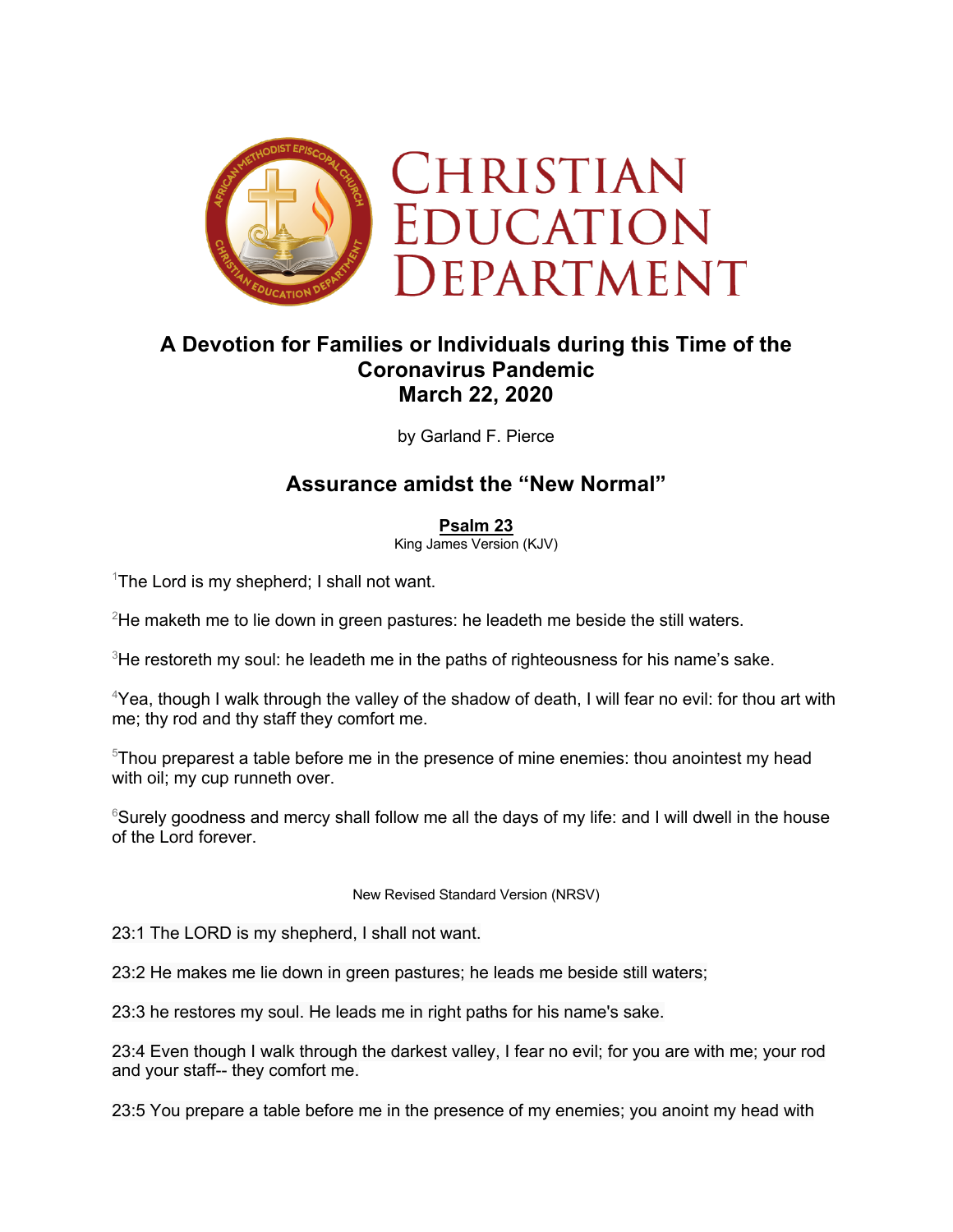# CHRISTIAN EDUCATION DEPARTMENT

## A Devotion for Families or Individuals during this Time of the Coronavirus Pandemic
## March 22, 2020

by Garland F. Pierce

## Assurance amidst the "New Normal"

**Psalm 23**
King James Version (KJV)

[1]The Lord is my shepherd; I shall not want.

[2]He maketh me to lie down in green pastures: he leadeth me beside the still waters.

[3]He restoreth my soul: he leadeth me in the paths of righteousness for his name's sake.

[4]Yea, though I walk through the valley of the shadow of death, I will fear no evil: for thou art with me; thy rod and thy staff they comfort me.

[5]Thou preparest a table before me in the presence of mine enemies: thou anointest my head with oil; my cup runneth over.

[6]Surely goodness and mercy shall follow me all the days of my life: and I will dwell in the house of the Lord forever.

New Revised Standard Version (NRSV)

23:1 The LORD is my shepherd, I shall not want.

23:2 He makes me lie down in green pastures; he leads me beside still waters;

23:3 he restores my soul. He leads me in right paths for his name's sake.

23:4 Even though I walk through the darkest valley, I fear no evil; for you are with me; your rod and your staff-- they comfort me.

23:5 You prepare a table before me in the presence of my enemies; you anoint my head with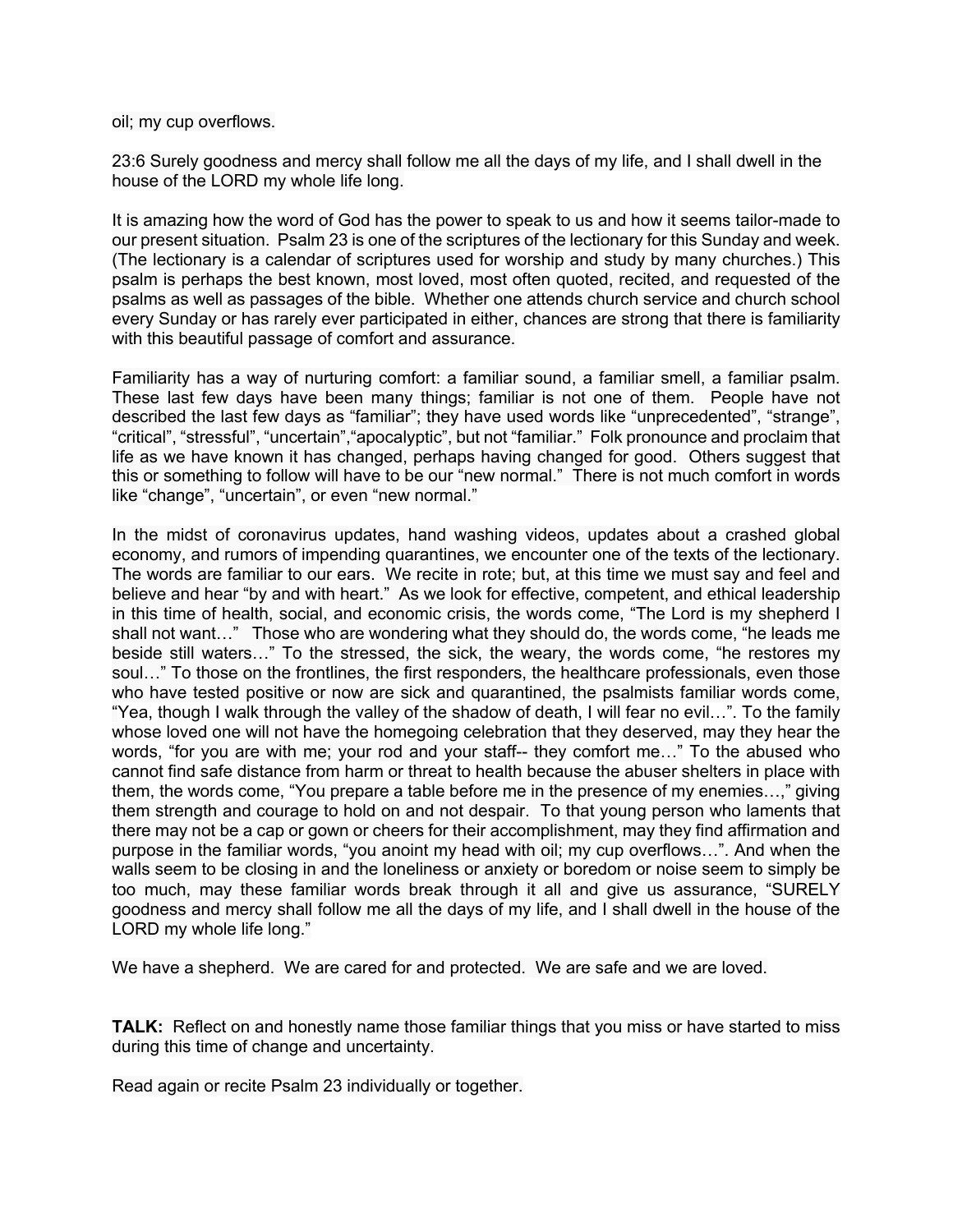oil; my cup overflows.

23:6 Surely goodness and mercy shall follow me all the days of my life, and I shall dwell in the house of the LORD my whole life long.

It is amazing how the word of God has the power to speak to us and how it seems tailor-made to our present situation. Psalm 23 is one of the scriptures of the lectionary for this Sunday and week. (The lectionary is a calendar of scriptures used for worship and study by many churches.) This psalm is perhaps the best known, most loved, most often quoted, recited, and requested of the psalms as well as passages of the bible. Whether one attends church service and church school every Sunday or has rarely ever participated in either, chances are strong that there is familiarity with this beautiful passage of comfort and assurance.

Familiarity has a way of nurturing comfort: a familiar sound, a familiar smell, a familiar psalm. These last few days have been many things; familiar is not one of them. People have not described the last few days as “familiar”; they have used words like “unprecedented”, “strange”, “critical”, “stressful”, “uncertain”,“apocalyptic”, but not “familiar.” Folk pronounce and proclaim that life as we have known it has changed, perhaps having changed for good. Others suggest that this or something to follow will have to be our “new normal.” There is not much comfort in words like “change”, “uncertain”, or even “new normal.”

In the midst of coronavirus updates, hand washing videos, updates about a crashed global economy, and rumors of impending quarantines, we encounter one of the texts of the lectionary. The words are familiar to our ears. We recite in rote; but, at this time we must say and feel and believe and hear “by and with heart.” As we look for effective, competent, and ethical leadership in this time of health, social, and economic crisis, the words come, “The Lord is my shepherd I shall not want…” Those who are wondering what they should do, the words come, “he leads me beside still waters…” To the stressed, the sick, the weary, the words come, “he restores my soul…” To those on the frontlines, the first responders, the healthcare professionals, even those who have tested positive or now are sick and quarantined, the psalmists familiar words come, “Yea, though I walk through the valley of the shadow of death, I will fear no evil…”. To the family whose loved one will not have the homegoing celebration that they deserved, may they hear the words, “for you are with me; your rod and your staff-- they comfort me…” To the abused who cannot find safe distance from harm or threat to health because the abuser shelters in place with them, the words come, “You prepare a table before me in the presence of my enemies…,” giving them strength and courage to hold on and not despair. To that young person who laments that there may not be a cap or gown or cheers for their accomplishment, may they find affirmation and purpose in the familiar words, “you anoint my head with oil; my cup overflows…”. And when the walls seem to be closing in and the loneliness or anxiety or boredom or noise seem to simply be too much, may these familiar words break through it all and give us assurance, “SURELY goodness and mercy shall follow me all the days of my life, and I shall dwell in the house of the LORD my whole life long.”

We have a shepherd. We are cared for and protected. We are safe and we are loved.

**TALK:** Reflect on and honestly name those familiar things that you miss or have started to miss during this time of change and uncertainty.

Read again or recite Psalm 23 individually or together.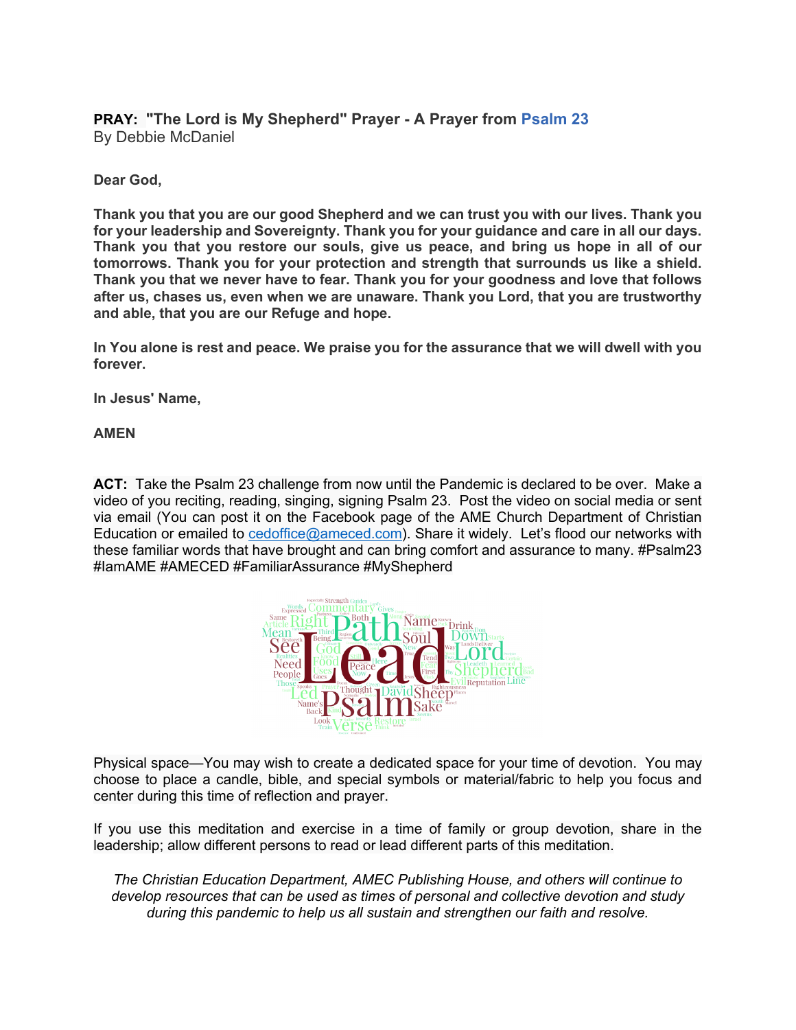**PRAY: "The Lord is My Shepherd" Prayer - A Prayer from Psalm 23**
By Debbie McDaniel

**Dear God,**

**Thank you that you are our good Shepherd and we can trust you with our lives. Thank you for your leadership and Sovereignty. Thank you for your guidance and care in all our days. Thank you that you restore our souls, give us peace, and bring us hope in all of our tomorrows. Thank you for your protection and strength that surrounds us like a shield. Thank you that we never have to fear. Thank you for your goodness and love that follows after us, chases us, even when we are unaware. Thank you Lord, that you are trustworthy and able, that you are our Refuge and hope.**

**In You alone is rest and peace. We praise you for the assurance that we will dwell with you forever.**

**In Jesus' Name,**

**AMEN**

**ACT:** Take the Psalm 23 challenge from now until the Pandemic is declared to be over. Make a video of you reciting, reading, singing, signing Psalm 23. Post the video on social media or sent via email (You can post it on the Facebook page of the AME Church Department of Christian Education or emailed to cedoffice@ameced.com). Share it widely. Let's flood our networks with these familiar words that have brought and can bring comfort and assurance to many. #Psalm23 #IamAME #AMECED #FamiliarAssurance #MyShepherd

Physical space—You may wish to create a dedicated space for your time of devotion. You may choose to place a candle, bible, and special symbols or material/fabric to help you focus and center during this time of reflection and prayer.

If you use this meditation and exercise in a time of family or group devotion, share in the leadership; allow different persons to read or lead different parts of this meditation.

*The Christian Education Department, AMEC Publishing House, and others will continue to develop resources that can be used as times of personal and collective devotion and study during this pandemic to help us all sustain and strengthen our faith and resolve.*